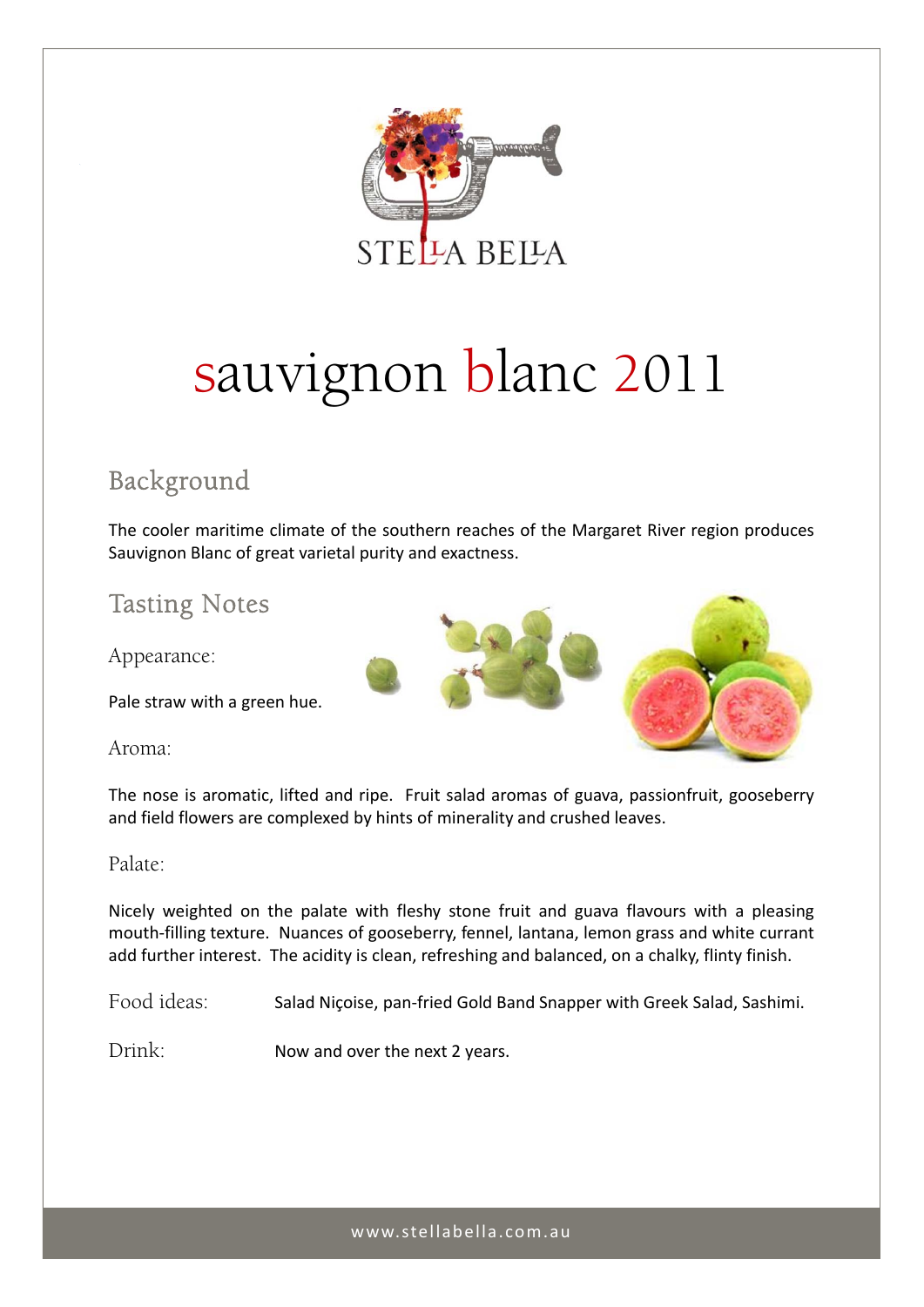STELLA BELLA

# sauvignon blanc 2011

## Background

The cooler maritime climate of the southern reaches of the Margaret River region produces Sauvignon Blanc of great varietal purity and exactness.

## Tasting Notes

### Appearance:

Pale straw with a green hue.

### Aroma:

The nose is aromatic, lifted and ripe. Fruit salad aromas of guava, passionfruit, gooseberry and field flowers are complexed by hints of minerality and crushed leaves.

### Palate:

Nicely weighted on the palate with fleshy stone fruit and guava flavours with a pleasing mouth-filling texture. Nuances of gooseberry, fennel, lantana, lemon grass and white currant add further interest. The acidity is clean, refreshing and balanced, on a chalky, flinty finish.

Food ideas: Salad Niçoise, pan-fried Gold Band Snapper with Greek Salad, Sashimi.

Drink: Now and over the next 2 years.

www.stellabella.com.au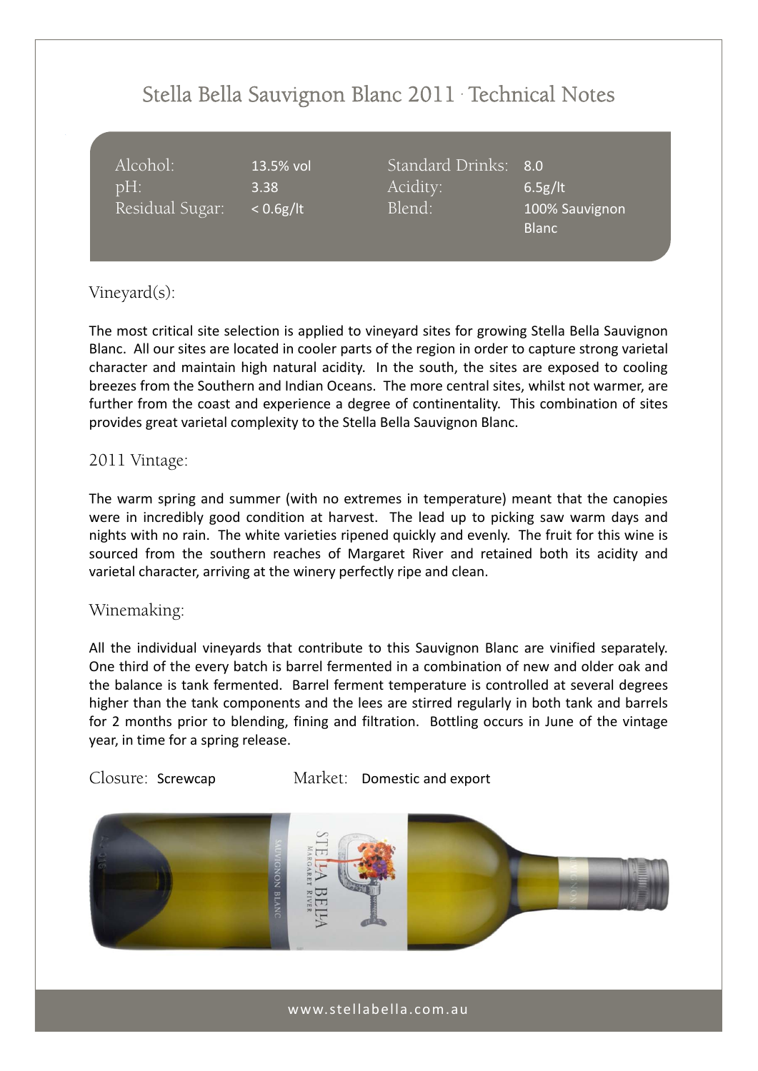# Stella Bella Sauvignon Blanc 2011 · Technical Notes

| | | | |
|---|---|---|---|
| Alcohol: | 13.5% vol | Standard Drinks: | 8.0 |
| pH: | 3.38 | Acidity: | 6.5g/lt |
| Residual Sugar: | < 0.6g/lt | Blend: | 100% Sauvignon Blanc |

## Vineyard(s):

The most critical site selection is applied to vineyard sites for growing Stella Bella Sauvignon Blanc. All our sites are located in cooler parts of the region in order to capture strong varietal character and maintain high natural acidity. In the south, the sites are exposed to cooling breezes from the Southern and Indian Oceans. The more central sites, whilst not warmer, are further from the coast and experience a degree of continentality. This combination of sites provides great varietal complexity to the Stella Bella Sauvignon Blanc.

## 2011 Vintage:

The warm spring and summer (with no extremes in temperature) meant that the canopies were in incredibly good condition at harvest. The lead up to picking saw warm days and nights with no rain. The white varieties ripened quickly and evenly. The fruit for this wine is sourced from the southern reaches of Margaret River and retained both its acidity and varietal character, arriving at the winery perfectly ripe and clean.

## Winemaking:

All the individual vineyards that contribute to this Sauvignon Blanc are vinified separately. One third of the every batch is barrel fermented in a combination of new and older oak and the balance is tank fermented. Barrel ferment temperature is controlled at several degrees higher than the tank components and the lees are stirred regularly in both tank and barrels for 2 months prior to blending, fining and filtration. Bottling occurs in June of the vintage year, in time for a spring release.

Closure: Screwcap

Market: Domestic and export

www.stellabella.com.au